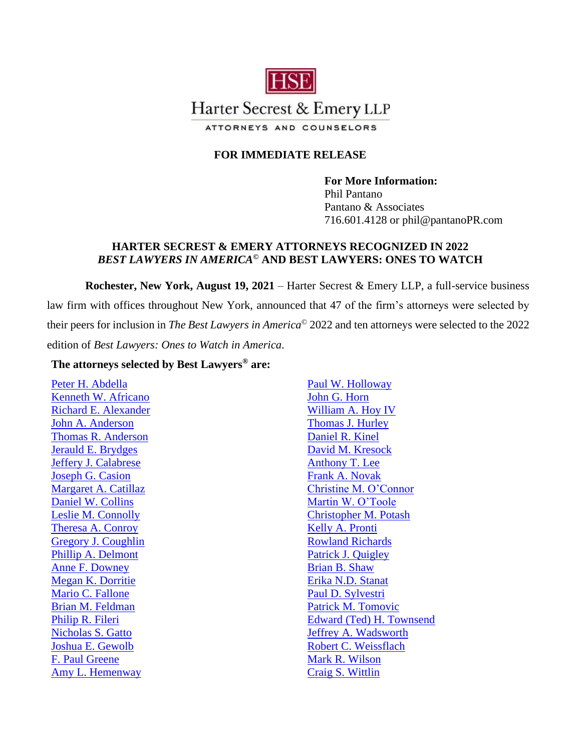HSE

Harter Secrest & Emery LLP

ATTORNEYS AND COUNSELORS

**FOR IMMEDIATE RELEASE**

**For More Information:**
Phil Pantano
Pantano & Associates
716.601.4128 or phil@pantanoPR.com

## HARTER SECREST & EMERY ATTORNEYS RECOGNIZED IN 2022 *BEST LAWYERS IN AMERICA*© AND BEST LAWYERS: ONES TO WATCH

**Rochester, New York, August 19, 2021** – Harter Secrest & Emery LLP, a full-service business law firm with offices throughout New York, announced that 47 of the firm's attorneys were selected by their peers for inclusion in *The Best Lawyers in America*© 2022 and ten attorneys were selected to the 2022 edition of *Best Lawyers: Ones to Watch in America*.

**The attorneys selected by Best Lawyers® are:**

- Peter H. Abdella
- Kenneth W. Africano
- Richard E. Alexander
- John A. Anderson
- Thomas R. Anderson
- Jerauld E. Brydges
- Jeffery J. Calabrese
- Joseph G. Casion
- Margaret A. Catillaz
- Daniel W. Collins
- Leslie M. Connolly
- Theresa A. Conroy
- Gregory J. Coughlin
- Phillip A. Delmont
- Anne F. Downey
- Megan K. Dorritie
- Mario C. Fallone
- Brian M. Feldman
- Philip R. Fileri
- Nicholas S. Gatto
- Joshua E. Gewolb
- F. Paul Greene
- Amy L. Hemenway
- Paul W. Holloway
- John G. Horn
- William A. Hoy IV
- Thomas J. Hurley
- Daniel R. Kinel
- David M. Kresock
- Anthony T. Lee
- Frank A. Novak
- Christine M. O'Connor
- Martin W. O'Toole
- Christopher M. Potash
- Kelly A. Pronti
- Rowland Richards
- Patrick J. Quigley
- Brian B. Shaw
- Erika N.D. Stanat
- Paul D. Sylvestri
- Patrick M. Tomovic
- Edward (Ted) H. Townsend
- Jeffrey A. Wadsworth
- Robert C. Weissflach
- Mark R. Wilson
- Craig S. Wittlin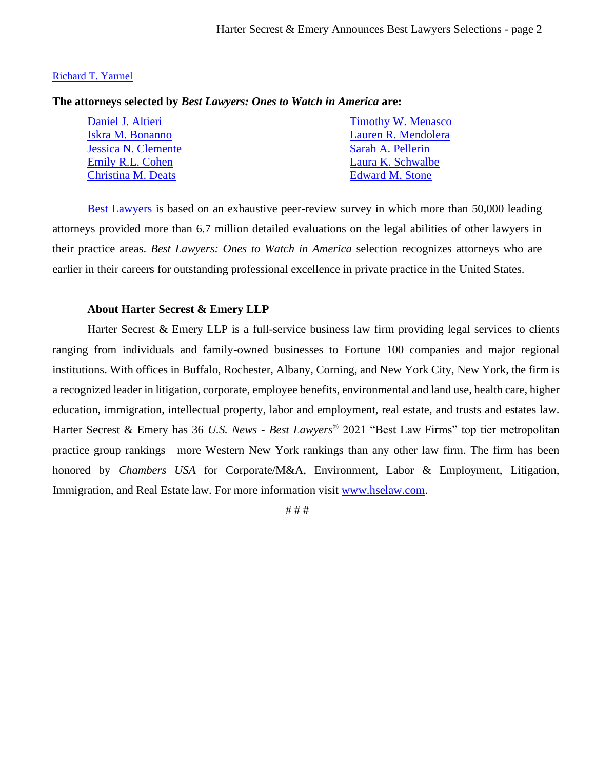Richard T. Yarmel

**The attorneys selected by *Best Lawyers: Ones to Watch in America* are:**

- Daniel J. Altieri
- Iskra M. Bonanno
- Jessica N. Clemente
- Emily R.L. Cohen
- Christina M. Deats
- Timothy W. Menasco
- Lauren R. Mendolera
- Sarah A. Pellerin
- Laura K. Schwalbe
- Edward M. Stone

Best Lawyers is based on an exhaustive peer-review survey in which more than 50,000 leading attorneys provided more than 6.7 million detailed evaluations on the legal abilities of other lawyers in their practice areas. *Best Lawyers: Ones to Watch in America* selection recognizes attorneys who are earlier in their careers for outstanding professional excellence in private practice in the United States.

**About Harter Secrest & Emery LLP**

Harter Secrest & Emery LLP is a full-service business law firm providing legal services to clients ranging from individuals and family-owned businesses to Fortune 100 companies and major regional institutions. With offices in Buffalo, Rochester, Albany, Corning, and New York City, New York, the firm is a recognized leader in litigation, corporate, employee benefits, environmental and land use, health care, higher education, immigration, intellectual property, labor and employment, real estate, and trusts and estates law. Harter Secrest & Emery has 36 *U.S. News - Best Lawyers*® 2021 "Best Law Firms" top tier metropolitan practice group rankings—more Western New York rankings than any other law firm. The firm has been honored by *Chambers USA* for Corporate/M&A, Environment, Labor & Employment, Litigation, Immigration, and Real Estate law. For more information visit www.hselaw.com.

# # #